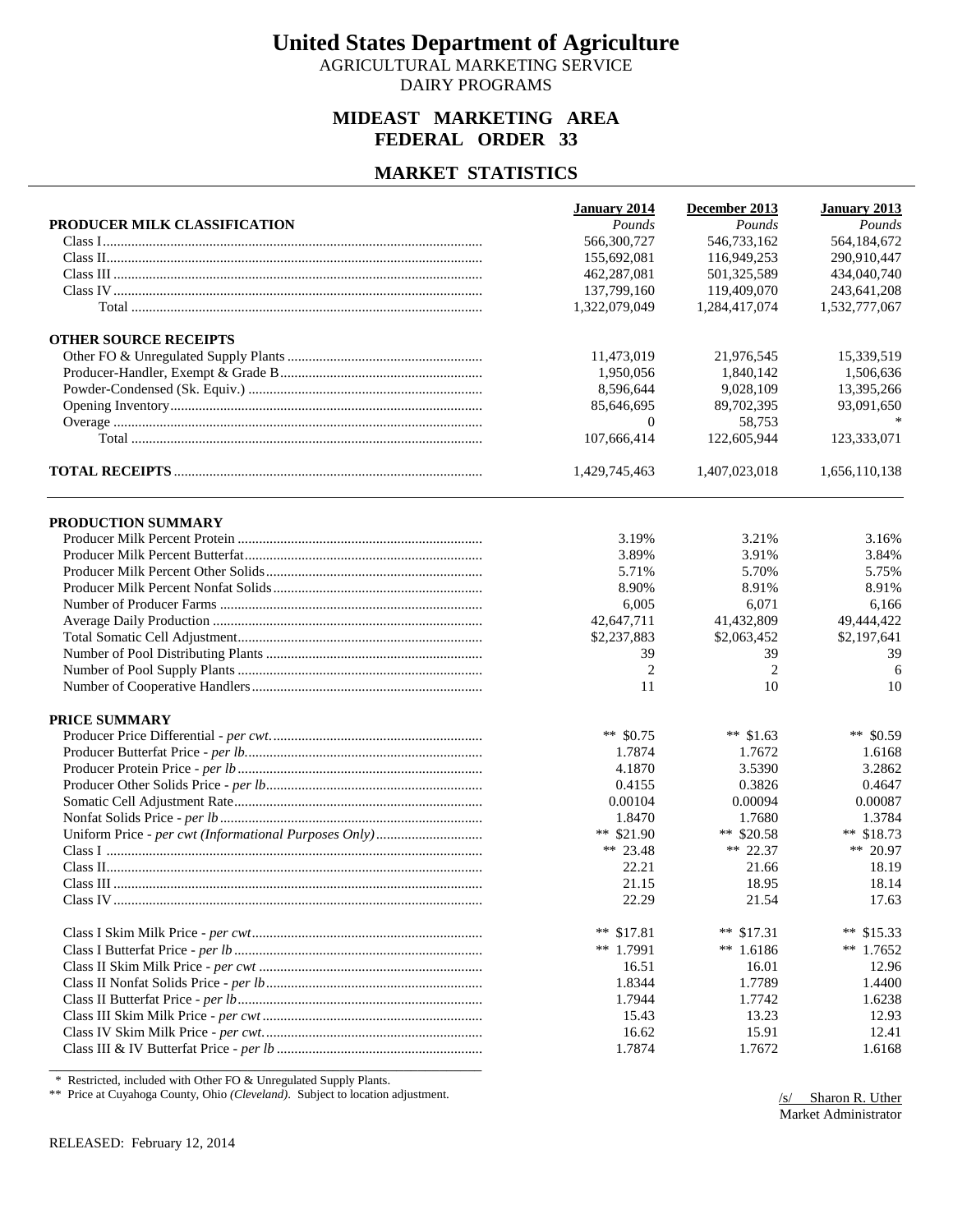# United States Department of Agriculture

AGRICULTURAL MARKETING SERVICE
DAIRY PROGRAMS

## MIDEAST MARKETING AREA
## FEDERAL ORDER 33

## MARKET STATISTICS

| | January 2014 | December 2013 | January 2013 |
|---|---|---|---|
| **PRODUCER MILK CLASSIFICATION** | *Pounds* | *Pounds* | *Pounds* |
| Class I | 566,300,727 | 546,733,162 | 564,184,672 |
| Class II | 155,692,081 | 116,949,253 | 290,910,447 |
| Class III | 462,287,081 | 501,325,589 | 434,040,740 |
| Class IV | 137,799,160 | 119,409,070 | 243,641,208 |
| Total | 1,322,079,049 | 1,284,417,074 | 1,532,777,067 |
| **OTHER SOURCE RECEIPTS** | | | |
| Other FO & Unregulated Supply Plants | 11,473,019 | 21,976,545 | 15,339,519 |
| Producer-Handler, Exempt & Grade B | 1,950,056 | 1,840,142 | 1,506,636 |
| Powder-Condensed (Sk. Equiv.) | 8,596,644 | 9,028,109 | 13,395,266 |
| Opening Inventory | 85,646,695 | 89,702,395 | 93,091,650 |
| Overage | 0 | 58,753 | * |
| Total | 107,666,414 | 122,605,944 | 123,333,071 |
| **TOTAL RECEIPTS** | 1,429,745,463 | 1,407,023,018 | 1,656,110,138 |

| | January 2014 | December 2013 | January 2013 |
|---|---|---|---|
| **PRODUCTION SUMMARY** | | | |
| Producer Milk Percent Protein | 3.19% | 3.21% | 3.16% |
| Producer Milk Percent Butterfat | 3.89% | 3.91% | 3.84% |
| Producer Milk Percent Other Solids | 5.71% | 5.70% | 5.75% |
| Producer Milk Percent Nonfat Solids | 8.90% | 8.91% | 8.91% |
| Number of Producer Farms | 6,005 | 6,071 | 6,166 |
| Average Daily Production | 42,647,711 | 41,432,809 | 49,444,422 |
| Total Somatic Cell Adjustment | $2,237,883 | $2,063,452 | $2,197,641 |
| Number of Pool Distributing Plants | 39 | 39 | 39 |
| Number of Pool Supply Plants | 2 | 2 | 6 |
| Number of Cooperative Handlers | 11 | 10 | 10 |
| **PRICE SUMMARY** | | | |
| Producer Price Differential - *per cwt.* | ** $0.75 | ** $1.63 | ** $0.59 |
| Producer Butterfat Price - *per lb.* | 1.7874 | 1.7672 | 1.6168 |
| Producer Protein Price - *per lb* | 4.1870 | 3.5390 | 3.2862 |
| Producer Other Solids Price - *per lb* | 0.4155 | 0.3826 | 0.4647 |
| Somatic Cell Adjustment Rate | 0.00104 | 0.00094 | 0.00087 |
| Nonfat Solids Price - *per lb* | 1.8470 | 1.7680 | 1.3784 |
| Uniform Price - *per cwt (Informational Purposes Only)* | ** $21.90 | ** $20.58 | ** $18.73 |
| Class I | ** 23.48 | ** 22.37 | ** 20.97 |
| Class II | 22.21 | 21.66 | 18.19 |
| Class III | 21.15 | 18.95 | 18.14 |
| Class IV | 22.29 | 21.54 | 17.63 |
| Class I Skim Milk Price - *per cwt* | ** $17.81 | ** $17.31 | ** $15.33 |
| Class I Butterfat Price - *per lb* | ** 1.7991 | ** 1.6186 | ** 1.7652 |
| Class II Skim Milk Price - *per cwt* | 16.51 | 16.01 | 12.96 |
| Class II Nonfat Solids Price - *per lb* | 1.8344 | 1.7789 | 1.4400 |
| Class II Butterfat Price - *per lb* | 1.7944 | 1.7742 | 1.6238 |
| Class III Skim Milk Price - *per cwt* | 15.43 | 13.23 | 12.93 |
| Class IV Skim Milk Price - *per cwt.* | 16.62 | 15.91 | 12.41 |
| Class III & IV Butterfat Price - *per lb* | 1.7874 | 1.7672 | 1.6168 |

\* Restricted, included with Other FO & Unregulated Supply Plants.
** Price at Cuyahoga County, Ohio *(Cleveland)*. Subject to location adjustment.

/s/ Sharon R. Uther
Market Administrator

RELEASED: February 12, 2014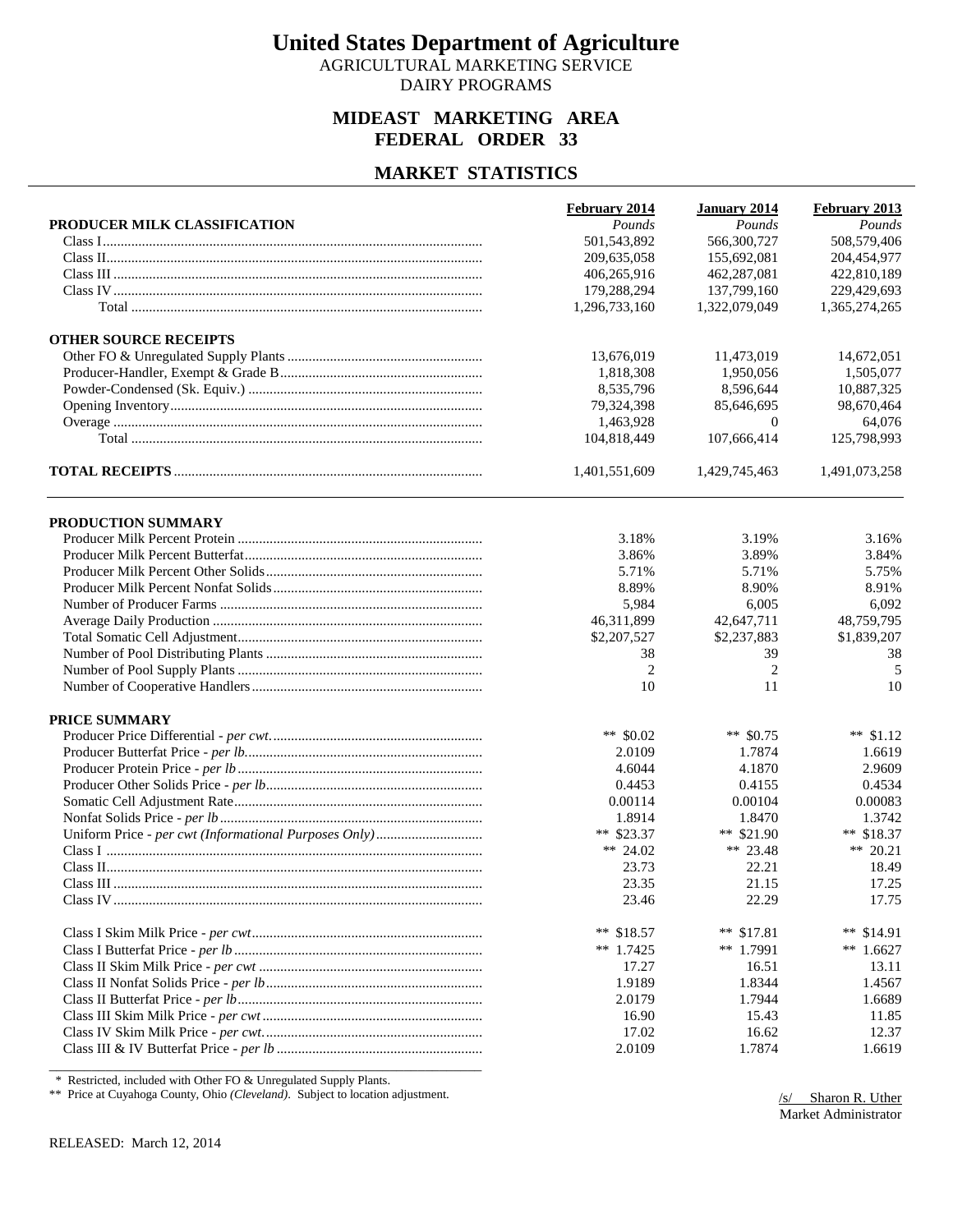# United States Department of Agriculture

AGRICULTURAL MARKETING SERVICE
DAIRY PROGRAMS

## MIDEAST MARKETING AREA
## FEDERAL ORDER 33

## MARKET STATISTICS

| PRODUCER MILK CLASSIFICATION | February 2014 | January 2014 | February 2013 |
|---|---|---|---|
| | *Pounds* | *Pounds* | *Pounds* |
| Class I | 501,543,892 | 566,300,727 | 508,579,406 |
| Class II | 209,635,058 | 155,692,081 | 204,454,977 |
| Class III | 406,265,916 | 462,287,081 | 422,810,189 |
| Class IV | 179,288,294 | 137,799,160 | 229,429,693 |
| Total | 1,296,733,160 | 1,322,079,049 | 1,365,274,265 |
| **OTHER SOURCE RECEIPTS** | | | |
| Other FO & Unregulated Supply Plants | 13,676,019 | 11,473,019 | 14,672,051 |
| Producer-Handler, Exempt & Grade B | 1,818,308 | 1,950,056 | 1,505,077 |
| Powder-Condensed (Sk. Equiv.) | 8,535,796 | 8,596,644 | 10,887,325 |
| Opening Inventory | 79,324,398 | 85,646,695 | 98,670,464 |
| Overage | 1,463,928 | 0 | 64,076 |
| Total | 104,818,449 | 107,666,414 | 125,798,993 |
| **TOTAL RECEIPTS** | 1,401,551,609 | 1,429,745,463 | 1,491,073,258 |

| PRODUCTION SUMMARY | February 2014 | January 2014 | February 2013 |
|---|---|---|---|
| Producer Milk Percent Protein | 3.18% | 3.19% | 3.16% |
| Producer Milk Percent Butterfat | 3.86% | 3.89% | 3.84% |
| Producer Milk Percent Other Solids | 5.71% | 5.71% | 5.75% |
| Producer Milk Percent Nonfat Solids | 8.89% | 8.90% | 8.91% |
| Number of Producer Farms | 5,984 | 6,005 | 6,092 |
| Average Daily Production | 46,311,899 | 42,647,711 | 48,759,795 |
| Total Somatic Cell Adjustment | $2,207,527 | $2,237,883 | $1,839,207 |
| Number of Pool Distributing Plants | 38 | 39 | 38 |
| Number of Pool Supply Plants | 2 | 2 | 5 |
| Number of Cooperative Handlers | 10 | 11 | 10 |

| PRICE SUMMARY | February 2014 | January 2014 | February 2013 |
|---|---|---|---|
| Producer Price Differential - *per cwt.* | ** $0.02 | ** $0.75 | ** $1.12 |
| Producer Butterfat Price - *per lb.* | 2.0109 | 1.7874 | 1.6619 |
| Producer Protein Price - *per lb* | 4.6044 | 4.1870 | 2.9609 |
| Producer Other Solids Price - *per lb.* | 0.4453 | 0.4155 | 0.4534 |
| Somatic Cell Adjustment Rate | 0.00114 | 0.00104 | 0.00083 |
| Nonfat Solids Price - *per lb* | 1.8914 | 1.8470 | 1.3742 |
| Uniform Price - *per cwt (Informational Purposes Only)* | ** $23.37 | ** $21.90 | ** $18.37 |
| Class I | ** 24.02 | ** 23.48 | ** 20.21 |
| Class II | 23.73 | 22.21 | 18.49 |
| Class III | 23.35 | 21.15 | 17.25 |
| Class IV | 23.46 | 22.29 | 17.75 |
| Class I Skim Milk Price - *per cwt* | ** $18.57 | ** $17.81 | ** $14.91 |
| Class I Butterfat Price - *per lb* | ** 1.7425 | ** 1.7991 | ** 1.6627 |
| Class II Skim Milk Price - *per cwt* | 17.27 | 16.51 | 13.11 |
| Class II Nonfat Solids Price - *per lb* | 1.9189 | 1.8344 | 1.4567 |
| Class II Butterfat Price - *per lb* | 2.0179 | 1.7944 | 1.6689 |
| Class III Skim Milk Price - *per cwt* | 16.90 | 15.43 | 11.85 |
| Class IV Skim Milk Price - *per cwt.* | 17.02 | 16.62 | 12.37 |
| Class III & IV Butterfat Price - *per lb* | 2.0109 | 1.7874 | 1.6619 |

\* Restricted, included with Other FO & Unregulated Supply Plants.

** Price at Cuyahoga County, Ohio *(Cleveland)*. Subject to location adjustment.

/s/ Sharon R. Uther
Market Administrator

RELEASED: March 12, 2014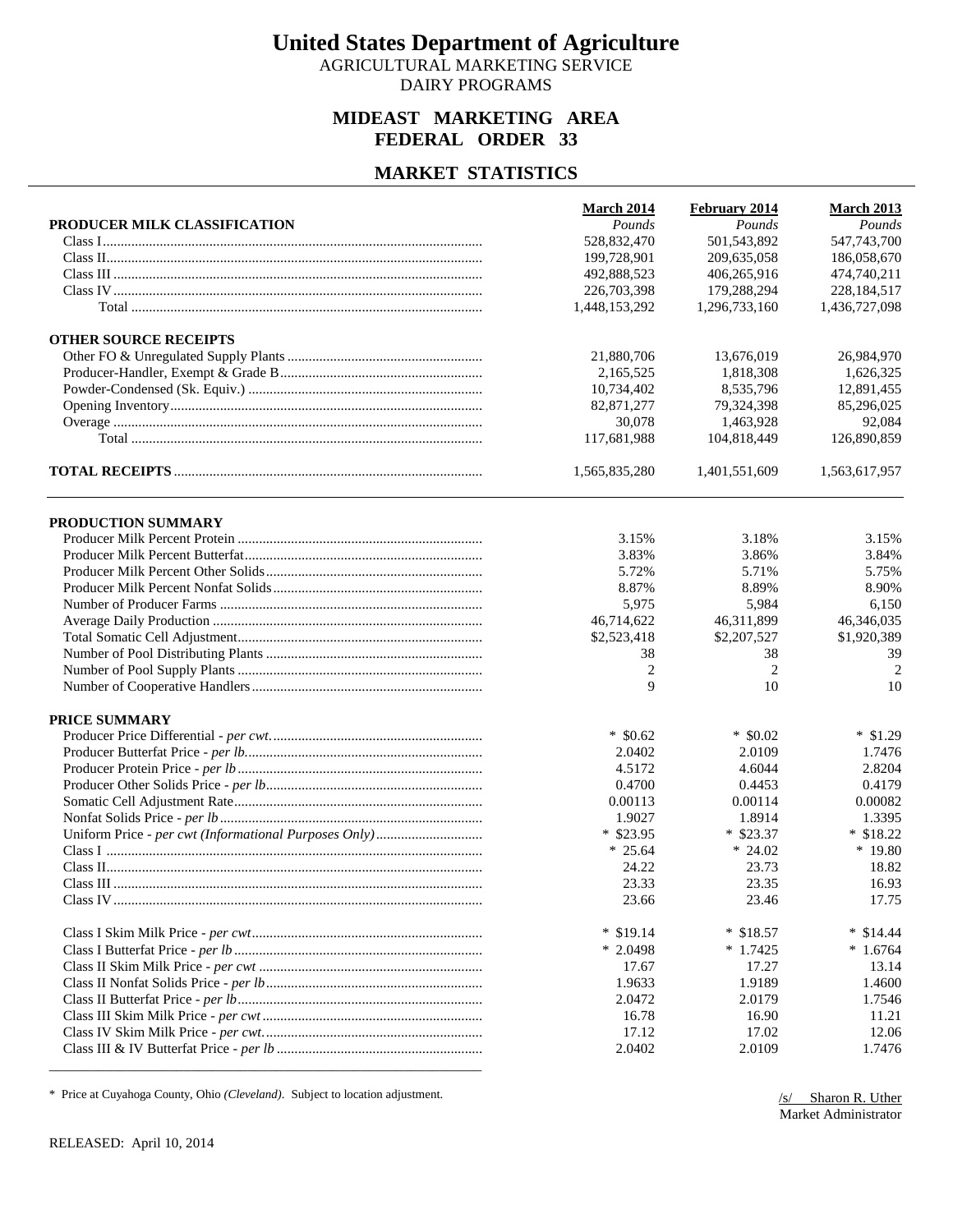# United States Department of Agriculture

AGRICULTURAL MARKETING SERVICE
DAIRY PROGRAMS

## MIDEAST MARKETING AREA
## FEDERAL ORDER 33

## MARKET STATISTICS

| | March 2014 | February 2014 | March 2013 |
|---|---|---|---|
| **PRODUCER MILK CLASSIFICATION** | *Pounds* | *Pounds* | *Pounds* |
| Class I | 528,832,470 | 501,543,892 | 547,743,700 |
| Class II | 199,728,901 | 209,635,058 | 186,058,670 |
| Class III | 492,888,523 | 406,265,916 | 474,740,211 |
| Class IV | 226,703,398 | 179,288,294 | 228,184,517 |
| Total | 1,448,153,292 | 1,296,733,160 | 1,436,727,098 |
| **OTHER SOURCE RECEIPTS** | | | |
| Other FO & Unregulated Supply Plants | 21,880,706 | 13,676,019 | 26,984,970 |
| Producer-Handler, Exempt & Grade B | 2,165,525 | 1,818,308 | 1,626,325 |
| Powder-Condensed (Sk. Equiv.) | 10,734,402 | 8,535,796 | 12,891,455 |
| Opening Inventory | 82,871,277 | 79,324,398 | 85,296,025 |
| Overage | 30,078 | 1,463,928 | 92,084 |
| Total | 117,681,988 | 104,818,449 | 126,890,859 |
| **TOTAL RECEIPTS** | 1,565,835,280 | 1,401,551,609 | 1,563,617,957 |

| | March 2014 | February 2014 | March 2013 |
|---|---|---|---|
| **PRODUCTION SUMMARY** | | | |
| Producer Milk Percent Protein | 3.15% | 3.18% | 3.15% |
| Producer Milk Percent Butterfat | 3.83% | 3.86% | 3.84% |
| Producer Milk Percent Other Solids | 5.72% | 5.71% | 5.75% |
| Producer Milk Percent Nonfat Solids | 8.87% | 8.89% | 8.90% |
| Number of Producer Farms | 5,975 | 5,984 | 6,150 |
| Average Daily Production | 46,714,622 | 46,311,899 | 46,346,035 |
| Total Somatic Cell Adjustment | $2,523,418 | $2,207,527 | $1,920,389 |
| Number of Pool Distributing Plants | 38 | 38 | 39 |
| Number of Pool Supply Plants | 2 | 2 | 2 |
| Number of Cooperative Handlers | 9 | 10 | 10 |
| **PRICE SUMMARY** | | | |
| Producer Price Differential - *per cwt.* | * $0.62 | * $0.02 | * $1.29 |
| Producer Butterfat Price - *per lb.* | 2.0402 | 2.0109 | 1.7476 |
| Producer Protein Price - *per lb* | 4.5172 | 4.6044 | 2.8204 |
| Producer Other Solids Price - *per lb* | 0.4700 | 0.4453 | 0.4179 |
| Somatic Cell Adjustment Rate | 0.00113 | 0.00114 | 0.00082 |
| Nonfat Solids Price - *per lb* | 1.9027 | 1.8914 | 1.3395 |
| Uniform Price - *per cwt (Informational Purposes Only)* | * $23.95 | * $23.37 | * $18.22 |
| Class I | * 25.64 | * 24.02 | * 19.80 |
| Class II | 24.22 | 23.73 | 18.82 |
| Class III | 23.33 | 23.35 | 16.93 |
| Class IV | 23.66 | 23.46 | 17.75 |
| Class I Skim Milk Price - *per cwt* | * $19.14 | * $18.57 | * $14.44 |
| Class I Butterfat Price - *per lb* | * 2.0498 | * 1.7425 | * 1.6764 |
| Class II Skim Milk Price - *per cwt* | 17.67 | 17.27 | 13.14 |
| Class II Nonfat Solids Price - *per lb* | 1.9633 | 1.9189 | 1.4600 |
| Class II Butterfat Price - *per lb* | 2.0472 | 2.0179 | 1.7546 |
| Class III Skim Milk Price - *per cwt* | 16.78 | 16.90 | 11.21 |
| Class IV Skim Milk Price - *per cwt.* | 17.12 | 17.02 | 12.06 |
| Class III & IV Butterfat Price - *per lb* | 2.0402 | 2.0109 | 1.7476 |

\* Price at Cuyahoga County, Ohio *(Cleveland)*. Subject to location adjustment.

/s/ Sharon R. Uther
Market Administrator

RELEASED: April 10, 2014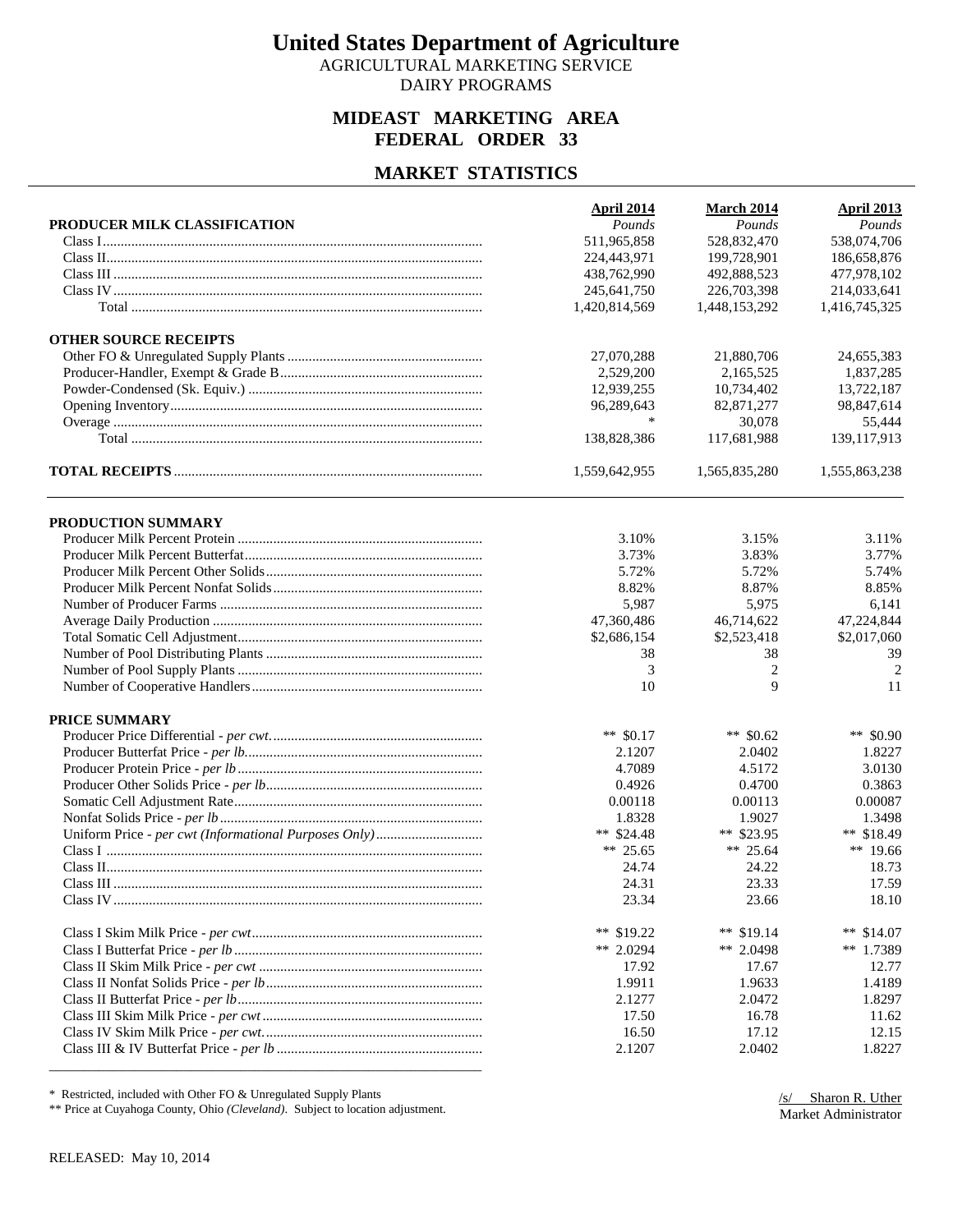# United States Department of Agriculture

AGRICULTURAL MARKETING SERVICE
DAIRY PROGRAMS

## MIDEAST MARKETING AREA
## FEDERAL ORDER 33

## MARKET STATISTICS

| PRODUCER MILK CLASSIFICATION | April 2014 *Pounds* | March 2014 *Pounds* | April 2013 *Pounds* |
|---|---|---|---|
| Class I | 511,965,858 | 528,832,470 | 538,074,706 |
| Class II | 224,443,971 | 199,728,901 | 186,658,876 |
| Class III | 438,762,990 | 492,888,523 | 477,978,102 |
| Class IV | 245,641,750 | 226,703,398 | 214,033,641 |
| Total | 1,420,814,569 | 1,448,153,292 | 1,416,745,325 |
| **OTHER SOURCE RECEIPTS** | | | |
| Other FO & Unregulated Supply Plants | 27,070,288 | 21,880,706 | 24,655,383 |
| Producer-Handler, Exempt & Grade B | 2,529,200 | 2,165,525 | 1,837,285 |
| Powder-Condensed (Sk. Equiv.) | 12,939,255 | 10,734,402 | 13,722,187 |
| Opening Inventory | 96,289,643 | 82,871,277 | 98,847,614 |
| Overage | * | 30,078 | 55,444 |
| Total | 138,828,386 | 117,681,988 | 139,117,913 |
| **TOTAL RECEIPTS** | 1,559,642,955 | 1,565,835,280 | 1,555,863,238 |

| PRODUCTION SUMMARY | April 2014 | March 2014 | April 2013 |
|---|---|---|---|
| Producer Milk Percent Protein | 3.10% | 3.15% | 3.11% |
| Producer Milk Percent Butterfat | 3.73% | 3.83% | 3.77% |
| Producer Milk Percent Other Solids | 5.72% | 5.72% | 5.74% |
| Producer Milk Percent Nonfat Solids | 8.82% | 8.87% | 8.85% |
| Number of Producer Farms | 5,987 | 5,975 | 6,141 |
| Average Daily Production | 47,360,486 | 46,714,622 | 47,224,844 |
| Total Somatic Cell Adjustment | $2,686,154 | $2,523,418 | $2,017,060 |
| Number of Pool Distributing Plants | 38 | 38 | 39 |
| Number of Pool Supply Plants | 3 | 2 | 2 |
| Number of Cooperative Handlers | 10 | 9 | 11 |
| **PRICE SUMMARY** | | | |
| Producer Price Differential - *per cwt.* | ** $0.17 | ** $0.62 | ** $0.90 |
| Producer Butterfat Price - *per lb.* | 2.1207 | 2.0402 | 1.8227 |
| Producer Protein Price - *per lb* | 4.7089 | 4.5172 | 3.0130 |
| Producer Other Solids Price - *per lb.* | 0.4926 | 0.4700 | 0.3863 |
| Somatic Cell Adjustment Rate | 0.00118 | 0.00113 | 0.00087 |
| Nonfat Solids Price - *per lb* | 1.8328 | 1.9027 | 1.3498 |
| Uniform Price - *per cwt (Informational Purposes Only)* | ** $24.48 | ** $23.95 | ** $18.49 |
| Class I | ** 25.65 | ** 25.64 | ** 19.66 |
| Class II | 24.74 | 24.22 | 18.73 |
| Class III | 24.31 | 23.33 | 17.59 |
| Class IV | 23.34 | 23.66 | 18.10 |
| Class I Skim Milk Price - *per cwt* | ** $19.22 | ** $19.14 | ** $14.07 |
| Class I Butterfat Price - *per lb* | ** 2.0294 | ** 2.0498 | ** 1.7389 |
| Class II Skim Milk Price - *per cwt* | 17.92 | 17.67 | 12.77 |
| Class II Nonfat Solids Price - *per lb* | 1.9911 | 1.9633 | 1.4189 |
| Class II Butterfat Price - *per lb* | 2.1277 | 2.0472 | 1.8297 |
| Class III Skim Milk Price - *per cwt* | 17.50 | 16.78 | 11.62 |
| Class IV Skim Milk Price - *per cwt.* | 16.50 | 17.12 | 12.15 |
| Class III & IV Butterfat Price - *per lb* | 2.1207 | 2.0402 | 1.8227 |

\* Restricted, included with Other FO & Unregulated Supply Plants

** Price at Cuyahoga County, Ohio *(Cleveland)*. Subject to location adjustment.

/s/ Sharon R. Uther
Market Administrator

RELEASED: May 10, 2014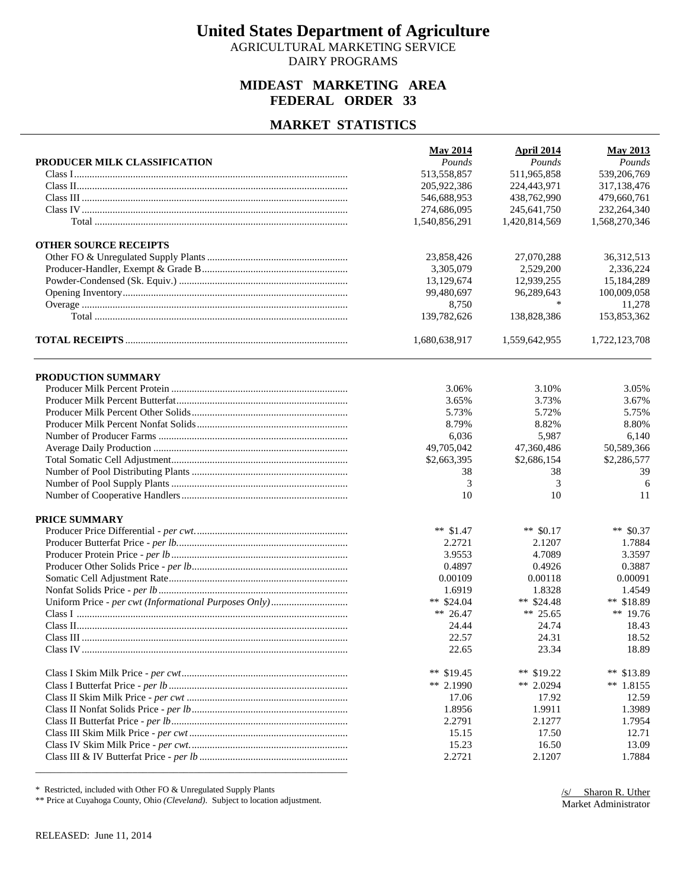# United States Department of Agriculture

AGRICULTURAL MARKETING SERVICE
DAIRY PROGRAMS

## MIDEAST MARKETING AREA
## FEDERAL ORDER 33

## MARKET STATISTICS

| | May 2014 | April 2014 | May 2013 |
|---|---|---|---|
| **PRODUCER MILK CLASSIFICATION** | *Pounds* | *Pounds* | *Pounds* |
| Class I | 513,558,857 | 511,965,858 | 539,206,769 |
| Class II | 205,922,386 | 224,443,971 | 317,138,476 |
| Class III | 546,688,953 | 438,762,990 | 479,660,761 |
| Class IV | 274,686,095 | 245,641,750 | 232,264,340 |
| Total | 1,540,856,291 | 1,420,814,569 | 1,568,270,346 |
| **OTHER SOURCE RECEIPTS** | | | |
| Other FO & Unregulated Supply Plants | 23,858,426 | 27,070,288 | 36,312,513 |
| Producer-Handler, Exempt & Grade B | 3,305,079 | 2,529,200 | 2,336,224 |
| Powder-Condensed (Sk. Equiv.) | 13,129,674 | 12,939,255 | 15,184,289 |
| Opening Inventory | 99,480,697 | 96,289,643 | 100,009,058 |
| Overage | 8,750 | * | 11,278 |
| Total | 139,782,626 | 138,828,386 | 153,853,362 |
| **TOTAL RECEIPTS** | 1,680,638,917 | 1,559,642,955 | 1,722,123,708 |

| | May 2014 | April 2014 | May 2013 |
|---|---|---|---|
| **PRODUCTION SUMMARY** | | | |
| Producer Milk Percent Protein | 3.06% | 3.10% | 3.05% |
| Producer Milk Percent Butterfat | 3.65% | 3.73% | 3.67% |
| Producer Milk Percent Other Solids | 5.73% | 5.72% | 5.75% |
| Producer Milk Percent Nonfat Solids | 8.79% | 8.82% | 8.80% |
| Number of Producer Farms | 6,036 | 5,987 | 6,140 |
| Average Daily Production | 49,705,042 | 47,360,486 | 50,589,366 |
| Total Somatic Cell Adjustment | $2,663,395 | $2,686,154 | $2,286,577 |
| Number of Pool Distributing Plants | 38 | 38 | 39 |
| Number of Pool Supply Plants | 3 | 3 | 6 |
| Number of Cooperative Handlers | 10 | 10 | 11 |
| **PRICE SUMMARY** | | | |
| Producer Price Differential - *per cwt.* | ** $1.47 | ** $0.17 | ** $0.37 |
| Producer Butterfat Price - *per lb.* | 2.2721 | 2.1207 | 1.7884 |
| Producer Protein Price - *per lb* | 3.9553 | 4.7089 | 3.3597 |
| Producer Other Solids Price - *per lb.* | 0.4897 | 0.4926 | 0.3887 |
| Somatic Cell Adjustment Rate | 0.00109 | 0.00118 | 0.00091 |
| Nonfat Solids Price - *per lb* | 1.6919 | 1.8328 | 1.4549 |
| Uniform Price - *per cwt (Informational Purposes Only)* | ** $24.04 | ** $24.48 | ** $18.89 |
| Class I | ** 26.47 | ** 25.65 | ** 19.76 |
| Class II | 24.44 | 24.74 | 18.43 |
| Class III | 22.57 | 24.31 | 18.52 |
| Class IV | 22.65 | 23.34 | 18.89 |
| Class I Skim Milk Price - *per cwt* | ** $19.45 | ** $19.22 | ** $13.89 |
| Class I Butterfat Price - *per lb* | ** 2.1990 | ** 2.0294 | ** 1.8155 |
| Class II Skim Milk Price - *per cwt* | 17.06 | 17.92 | 12.59 |
| Class II Nonfat Solids Price - *per lb* | 1.8956 | 1.9911 | 1.3989 |
| Class II Butterfat Price - *per lb* | 2.2791 | 2.1277 | 1.7954 |
| Class III Skim Milk Price - *per cwt* | 15.15 | 17.50 | 12.71 |
| Class IV Skim Milk Price - *per cwt.* | 15.23 | 16.50 | 13.09 |
| Class III & IV Butterfat Price - *per lb* | 2.2721 | 2.1207 | 1.7884 |

\* Restricted, included with Other FO & Unregulated Supply Plants

** Price at Cuyahoga County, Ohio *(Cleveland)*. Subject to location adjustment.

/s/ Sharon R. Uther
Market Administrator

RELEASED: June 11, 2014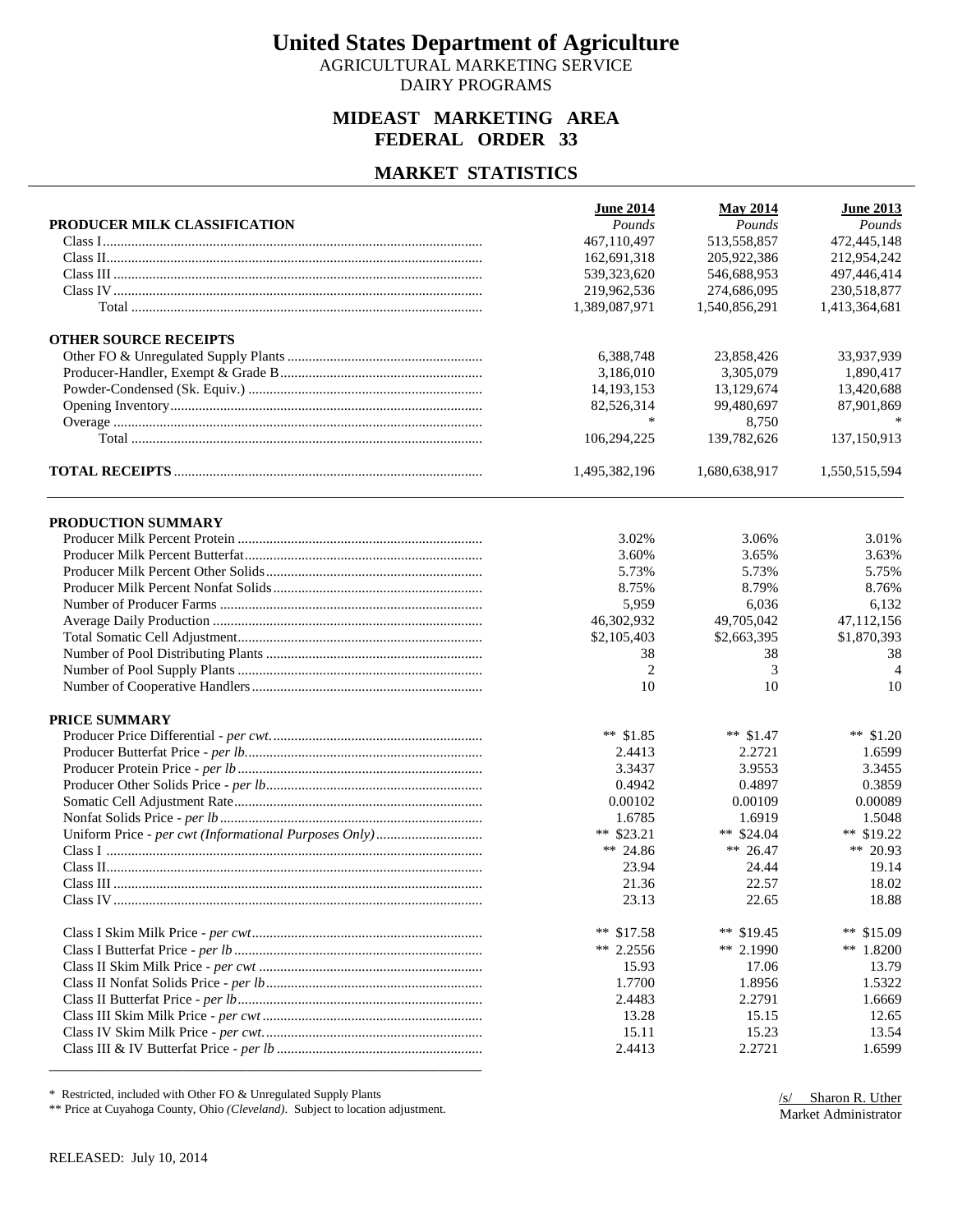# United States Department of Agriculture

AGRICULTURAL MARKETING SERVICE

DAIRY PROGRAMS

## MIDEAST MARKETING AREA
## FEDERAL ORDER 33

## MARKET STATISTICS

| | June 2014 | May 2014 | June 2013 |
|---|---|---|---|
| **PRODUCER MILK CLASSIFICATION** | *Pounds* | *Pounds* | *Pounds* |
| Class I | 467,110,497 | 513,558,857 | 472,445,148 |
| Class II | 162,691,318 | 205,922,386 | 212,954,242 |
| Class III | 539,323,620 | 546,688,953 | 497,446,414 |
| Class IV | 219,962,536 | 274,686,095 | 230,518,877 |
| Total | 1,389,087,971 | 1,540,856,291 | 1,413,364,681 |
| **OTHER SOURCE RECEIPTS** | | | |
| Other FO & Unregulated Supply Plants | 6,388,748 | 23,858,426 | 33,937,939 |
| Producer-Handler, Exempt & Grade B | 3,186,010 | 3,305,079 | 1,890,417 |
| Powder-Condensed (Sk. Equiv.) | 14,193,153 | 13,129,674 | 13,420,688 |
| Opening Inventory | 82,526,314 | 99,480,697 | 87,901,869 |
| Overage | * | 8,750 | * |
| Total | 106,294,225 | 139,782,626 | 137,150,913 |
| **TOTAL RECEIPTS** | 1,495,382,196 | 1,680,638,917 | 1,550,515,594 |

| | June 2014 | May 2014 | June 2013 |
|---|---|---|---|
| **PRODUCTION SUMMARY** | | | |
| Producer Milk Percent Protein | 3.02% | 3.06% | 3.01% |
| Producer Milk Percent Butterfat | 3.60% | 3.65% | 3.63% |
| Producer Milk Percent Other Solids | 5.73% | 5.73% | 5.75% |
| Producer Milk Percent Nonfat Solids | 8.75% | 8.79% | 8.76% |
| Number of Producer Farms | 5,959 | 6,036 | 6,132 |
| Average Daily Production | 46,302,932 | 49,705,042 | 47,112,156 |
| Total Somatic Cell Adjustment | $2,105,403 | $2,663,395 | $1,870,393 |
| Number of Pool Distributing Plants | 38 | 38 | 38 |
| Number of Pool Supply Plants | 2 | 3 | 4 |
| Number of Cooperative Handlers | 10 | 10 | 10 |
| **PRICE SUMMARY** | | | |
| Producer Price Differential - *per cwt.* | ** $1.85 | ** $1.47 | ** $1.20 |
| Producer Butterfat Price - *per lb.* | 2.4413 | 2.2721 | 1.6599 |
| Producer Protein Price - *per lb* | 3.3437 | 3.9553 | 3.3455 |
| Producer Other Solids Price - *per lb.* | 0.4942 | 0.4897 | 0.3859 |
| Somatic Cell Adjustment Rate | 0.00102 | 0.00109 | 0.00089 |
| Nonfat Solids Price - *per lb* | 1.6785 | 1.6919 | 1.5048 |
| Uniform Price - *per cwt (Informational Purposes Only)* | ** $23.21 | ** $24.04 | ** $19.22 |
| Class I | ** 24.86 | ** 26.47 | ** 20.93 |
| Class II | 23.94 | 24.44 | 19.14 |
| Class III | 21.36 | 22.57 | 18.02 |
| Class IV | 23.13 | 22.65 | 18.88 |
| Class I Skim Milk Price - *per cwt* | ** $17.58 | ** $19.45 | ** $15.09 |
| Class I Butterfat Price - *per lb* | ** 2.2556 | ** 2.1990 | ** 1.8200 |
| Class II Skim Milk Price - *per cwt* | 15.93 | 17.06 | 13.79 |
| Class II Nonfat Solids Price - *per lb* | 1.7700 | 1.8956 | 1.5322 |
| Class II Butterfat Price - *per lb* | 2.4483 | 2.2791 | 1.6669 |
| Class III Skim Milk Price - *per cwt* | 13.28 | 15.15 | 12.65 |
| Class IV Skim Milk Price - *per cwt.* | 15.11 | 15.23 | 13.54 |
| Class III & IV Butterfat Price - *per lb* | 2.4413 | 2.2721 | 1.6599 |

\* Restricted, included with Other FO & Unregulated Supply Plants

** Price at Cuyahoga County, Ohio *(Cleveland)*. Subject to location adjustment.

/s/ Sharon R. Uther
Market Administrator

RELEASED: July 10, 2014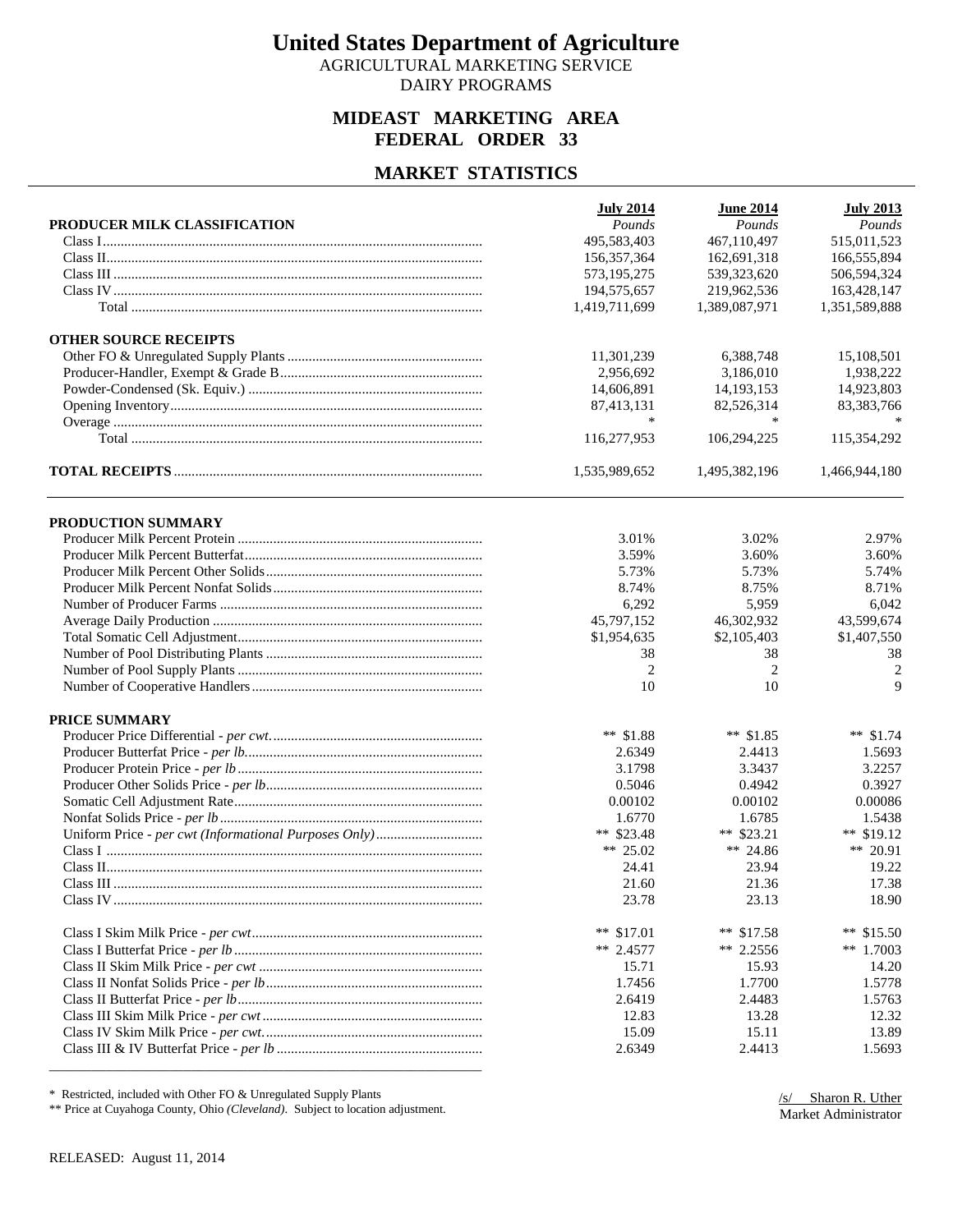# United States Department of Agriculture

AGRICULTURAL MARKETING SERVICE
DAIRY PROGRAMS

## MIDEAST MARKETING AREA
## FEDERAL ORDER 33

## MARKET STATISTICS

| | July 2014 | June 2014 | July 2013 |
|---|---|---|---|
| **PRODUCER MILK CLASSIFICATION** | *Pounds* | *Pounds* | *Pounds* |
| Class I | 495,583,403 | 467,110,497 | 515,011,523 |
| Class II | 156,357,364 | 162,691,318 | 166,555,894 |
| Class III | 573,195,275 | 539,323,620 | 506,594,324 |
| Class IV | 194,575,657 | 219,962,536 | 163,428,147 |
| Total | 1,419,711,699 | 1,389,087,971 | 1,351,589,888 |
| **OTHER SOURCE RECEIPTS** | | | |
| Other FO & Unregulated Supply Plants | 11,301,239 | 6,388,748 | 15,108,501 |
| Producer-Handler, Exempt & Grade B | 2,956,692 | 3,186,010 | 1,938,222 |
| Powder-Condensed (Sk. Equiv.) | 14,606,891 | 14,193,153 | 14,923,803 |
| Opening Inventory | 87,413,131 | 82,526,314 | 83,383,766 |
| Overage | * | * | * |
| Total | 116,277,953 | 106,294,225 | 115,354,292 |
| **TOTAL RECEIPTS** | 1,535,989,652 | 1,495,382,196 | 1,466,944,180 |

| | July 2014 | June 2014 | July 2013 |
|---|---|---|---|
| **PRODUCTION SUMMARY** | | | |
| Producer Milk Percent Protein | 3.01% | 3.02% | 2.97% |
| Producer Milk Percent Butterfat | 3.59% | 3.60% | 3.60% |
| Producer Milk Percent Other Solids | 5.73% | 5.73% | 5.74% |
| Producer Milk Percent Nonfat Solids | 8.74% | 8.75% | 8.71% |
| Number of Producer Farms | 6,292 | 5,959 | 6,042 |
| Average Daily Production | 45,797,152 | 46,302,932 | 43,599,674 |
| Total Somatic Cell Adjustment | $1,954,635 | $2,105,403 | $1,407,550 |
| Number of Pool Distributing Plants | 38 | 38 | 38 |
| Number of Pool Supply Plants | 2 | 2 | 2 |
| Number of Cooperative Handlers | 10 | 10 | 9 |
| **PRICE SUMMARY** | | | |
| Producer Price Differential - *per cwt.* | ** $1.88 | ** $1.85 | ** $1.74 |
| Producer Butterfat Price - *per lb.* | 2.6349 | 2.4413 | 1.5693 |
| Producer Protein Price - *per lb* | 3.1798 | 3.3437 | 3.2257 |
| Producer Other Solids Price - *per lb.* | 0.5046 | 0.4942 | 0.3927 |
| Somatic Cell Adjustment Rate | 0.00102 | 0.00102 | 0.00086 |
| Nonfat Solids Price - *per lb* | 1.6770 | 1.6785 | 1.5438 |
| Uniform Price - *per cwt (Informational Purposes Only)* | ** $23.48 | ** $23.21 | ** $19.12 |
| Class I | ** 25.02 | ** 24.86 | ** 20.91 |
| Class II | 24.41 | 23.94 | 19.22 |
| Class III | 21.60 | 21.36 | 17.38 |
| Class IV | 23.78 | 23.13 | 18.90 |
| Class I Skim Milk Price - *per cwt* | ** $17.01 | ** $17.58 | ** $15.50 |
| Class I Butterfat Price - *per lb* | ** 2.4577 | ** 2.2556 | ** 1.7003 |
| Class II Skim Milk Price - *per cwt* | 15.71 | 15.93 | 14.20 |
| Class II Nonfat Solids Price - *per lb* | 1.7456 | 1.7700 | 1.5778 |
| Class II Butterfat Price - *per lb* | 2.6419 | 2.4483 | 1.5763 |
| Class III Skim Milk Price - *per cwt* | 12.83 | 13.28 | 12.32 |
| Class IV Skim Milk Price - *per cwt.* | 15.09 | 15.11 | 13.89 |
| Class III & IV Butterfat Price - *per lb* | 2.6349 | 2.4413 | 1.5693 |

\* Restricted, included with Other FO & Unregulated Supply Plants

** Price at Cuyahoga County, Ohio *(Cleveland)*. Subject to location adjustment.

/s/ Sharon R. Uther
Market Administrator

RELEASED: August 11, 2014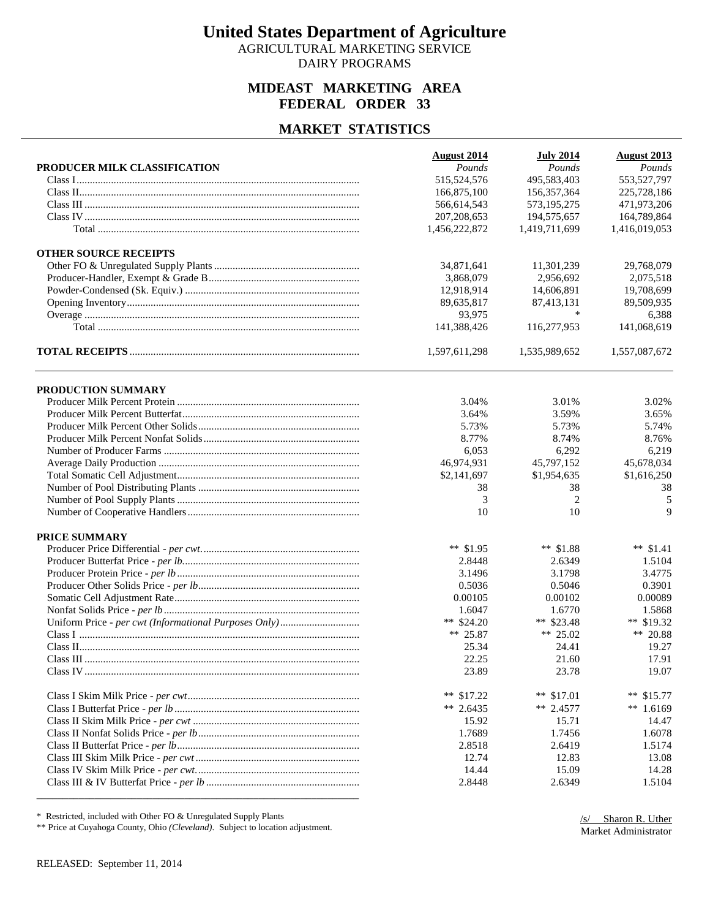# United States Department of Agriculture

AGRICULTURAL MARKETING SERVICE
DAIRY PROGRAMS

## MIDEAST MARKETING AREA
## FEDERAL ORDER 33

## MARKET STATISTICS

| PRODUCER MILK CLASSIFICATION | August 2014 *Pounds* | July 2014 *Pounds* | August 2013 *Pounds* |
|---|---|---|---|
| Class I | 515,524,576 | 495,583,403 | 553,527,797 |
| Class II | 166,875,100 | 156,357,364 | 225,728,186 |
| Class III | 566,614,543 | 573,195,275 | 471,973,206 |
| Class IV | 207,208,653 | 194,575,657 | 164,789,864 |
| Total | 1,456,222,872 | 1,419,711,699 | 1,416,019,053 |
| **OTHER SOURCE RECEIPTS** | | | |
| Other FO & Unregulated Supply Plants | 34,871,641 | 11,301,239 | 29,768,079 |
| Producer-Handler, Exempt & Grade B | 3,868,079 | 2,956,692 | 2,075,518 |
| Powder-Condensed (Sk. Equiv.) | 12,918,914 | 14,606,891 | 19,708,699 |
| Opening Inventory | 89,635,817 | 87,413,131 | 89,509,935 |
| Overage | 93,975 | * | 6,388 |
| Total | 141,388,426 | 116,277,953 | 141,068,619 |
| **TOTAL RECEIPTS** | 1,597,611,298 | 1,535,989,652 | 1,557,087,672 |

| PRODUCTION SUMMARY | August 2014 | July 2014 | August 2013 |
|---|---|---|---|
| Producer Milk Percent Protein | 3.04% | 3.01% | 3.02% |
| Producer Milk Percent Butterfat | 3.64% | 3.59% | 3.65% |
| Producer Milk Percent Other Solids | 5.73% | 5.73% | 5.74% |
| Producer Milk Percent Nonfat Solids | 8.77% | 8.74% | 8.76% |
| Number of Producer Farms | 6,053 | 6,292 | 6,219 |
| Average Daily Production | 46,974,931 | 45,797,152 | 45,678,034 |
| Total Somatic Cell Adjustment | $2,141,697 | $1,954,635 | $1,616,250 |
| Number of Pool Distributing Plants | 38 | 38 | 38 |
| Number of Pool Supply Plants | 3 | 2 | 5 |
| Number of Cooperative Handlers | 10 | 10 | 9 |

| PRICE SUMMARY | August 2014 | July 2014 | August 2013 |
|---|---|---|---|
| Producer Price Differential - *per cwt.* | ** $1.95 | ** $1.88 | ** $1.41 |
| Producer Butterfat Price - *per lb.* | 2.8448 | 2.6349 | 1.5104 |
| Producer Protein Price - *per lb* | 3.1496 | 3.1798 | 3.4775 |
| Producer Other Solids Price - *per lb.* | 0.5036 | 0.5046 | 0.3901 |
| Somatic Cell Adjustment Rate | 0.00105 | 0.00102 | 0.00089 |
| Nonfat Solids Price - *per lb* | 1.6047 | 1.6770 | 1.5868 |
| Uniform Price - *per cwt (Informational Purposes Only)* | ** $24.20 | ** $23.48 | ** $19.32 |
| Class I | ** 25.87 | ** 25.02 | ** 20.88 |
| Class II | 25.34 | 24.41 | 19.27 |
| Class III | 22.25 | 21.60 | 17.91 |
| Class IV | 23.89 | 23.78 | 19.07 |
| Class I Skim Milk Price - *per cwt* | ** $17.22 | ** $17.01 | ** $15.77 |
| Class I Butterfat Price - *per lb* | ** 2.6435 | ** 2.4577 | ** 1.6169 |
| Class II Skim Milk Price - *per cwt* | 15.92 | 15.71 | 14.47 |
| Class II Nonfat Solids Price - *per lb* | 1.7689 | 1.7456 | 1.6078 |
| Class II Butterfat Price - *per lb* | 2.8518 | 2.6419 | 1.5174 |
| Class III Skim Milk Price - *per cwt* | 12.74 | 12.83 | 13.08 |
| Class IV Skim Milk Price - *per cwt.* | 14.44 | 15.09 | 14.28 |
| Class III & IV Butterfat Price - *per lb* | 2.8448 | 2.6349 | 1.5104 |

\* Restricted, included with Other FO & Unregulated Supply Plants
** Price at Cuyahoga County, Ohio *(Cleveland)*. Subject to location adjustment.

/s/ Sharon R. Uther
Market Administrator

RELEASED: September 11, 2014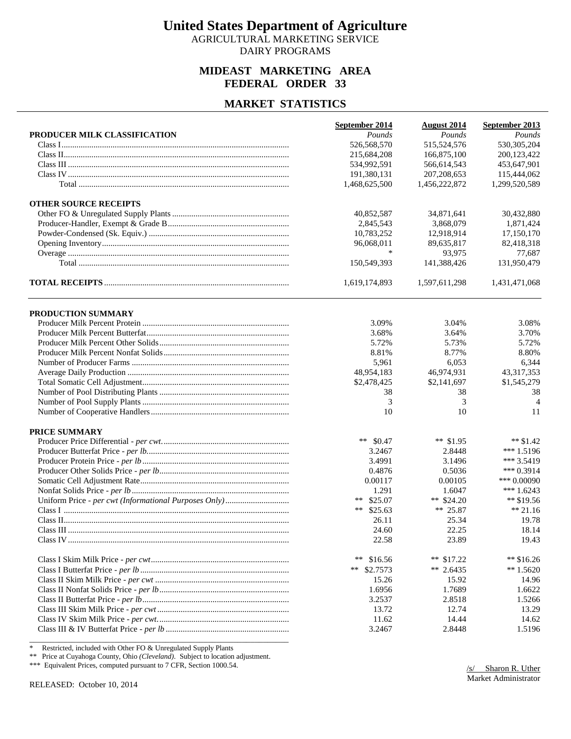# United States Department of Agriculture

AGRICULTURAL MARKETING SERVICE

DAIRY PROGRAMS

## MIDEAST MARKETING AREA
## FEDERAL ORDER 33

## MARKET STATISTICS

| | September 2014 | August 2014 | September 2013 |
|---|---|---|---|
| **PRODUCER MILK CLASSIFICATION** | *Pounds* | *Pounds* | *Pounds* |
| Class I | 526,568,570 | 515,524,576 | 530,305,204 |
| Class II | 215,684,208 | 166,875,100 | 200,123,422 |
| Class III | 534,992,591 | 566,614,543 | 453,647,901 |
| Class IV | 191,380,131 | 207,208,653 | 115,444,062 |
| Total | 1,468,625,500 | 1,456,222,872 | 1,299,520,589 |
| **OTHER SOURCE RECEIPTS** | | | |
| Other FO & Unregulated Supply Plants | 40,852,587 | 34,871,641 | 30,432,880 |
| Producer-Handler, Exempt & Grade B | 2,845,543 | 3,868,079 | 1,871,424 |
| Powder-Condensed (Sk. Equiv.) | 10,783,252 | 12,918,914 | 17,150,170 |
| Opening Inventory | 96,068,011 | 89,635,817 | 82,418,318 |
| Overage | * | 93,975 | 77,687 |
| Total | 150,549,393 | 141,388,426 | 131,950,479 |
| **TOTAL RECEIPTS** | 1,619,174,893 | 1,597,611,298 | 1,431,471,068 |

| | September 2014 | August 2014 | September 2013 |
|---|---|---|---|
| **PRODUCTION SUMMARY** | | | |
| Producer Milk Percent Protein | 3.09% | 3.04% | 3.08% |
| Producer Milk Percent Butterfat | 3.68% | 3.64% | 3.70% |
| Producer Milk Percent Other Solids | 5.72% | 5.73% | 5.72% |
| Producer Milk Percent Nonfat Solids | 8.81% | 8.77% | 8.80% |
| Number of Producer Farms | 5,961 | 6,053 | 6,344 |
| Average Daily Production | 48,954,183 | 46,974,931 | 43,317,353 |
| Total Somatic Cell Adjustment | $2,478,425 | $2,141,697 | $1,545,279 |
| Number of Pool Distributing Plants | 38 | 38 | 38 |
| Number of Pool Supply Plants | 3 | 3 | 4 |
| Number of Cooperative Handlers | 10 | 10 | 11 |
| **PRICE SUMMARY** | | | |
| Producer Price Differential - *per cwt.* | ** $0.47 | ** $1.95 | ** $1.42 |
| Producer Butterfat Price - *per lb.* | 3.2467 | 2.8448 | *** 1.5196 |
| Producer Protein Price - *per lb* | 3.4991 | 3.1496 | *** 3.5419 |
| Producer Other Solids Price - *per lb.* | 0.4876 | 0.5036 | *** 0.3914 |
| Somatic Cell Adjustment Rate | 0.00117 | 0.00105 | *** 0.00090 |
| Nonfat Solids Price - *per lb* | 1.291 | 1.6047 | *** 1.6243 |
| Uniform Price - *per cwt (Informational Purposes Only)* | ** $25.07 | ** $24.20 | ** $19.56 |
| Class I | ** $25.63 | ** 25.87 | ** 21.16 |
| Class II | 26.11 | 25.34 | 19.78 |
| Class III | 24.60 | 22.25 | 18.14 |
| Class IV | 22.58 | 23.89 | 19.43 |
| Class I Skim Milk Price - *per cwt* | ** $16.56 | ** $17.22 | ** $16.26 |
| Class I Butterfat Price - *per lb* | ** $2.7573 | ** 2.6435 | ** 1.5620 |
| Class II Skim Milk Price - *per cwt* | 15.26 | 15.92 | 14.96 |
| Class II Nonfat Solids Price - *per lb* | 1.6956 | 1.7689 | 1.6622 |
| Class II Butterfat Price - *per lb* | 3.2537 | 2.8518 | 1.5266 |
| Class III Skim Milk Price - *per cwt* | 13.72 | 12.74 | 13.29 |
| Class IV Skim Milk Price - *per cwt.* | 11.62 | 14.44 | 14.62 |
| Class III & IV Butterfat Price - *per lb* | 3.2467 | 2.8448 | 1.5196 |

\* Restricted, included with Other FO & Unregulated Supply Plants

** Price at Cuyahoga County, Ohio *(Cleveland)*. Subject to location adjustment.

*** Equivalent Prices, computed pursuant to 7 CFR, Section 1000.54.

/s/ Sharon R. Uther
Market Administrator

RELEASED: October 10, 2014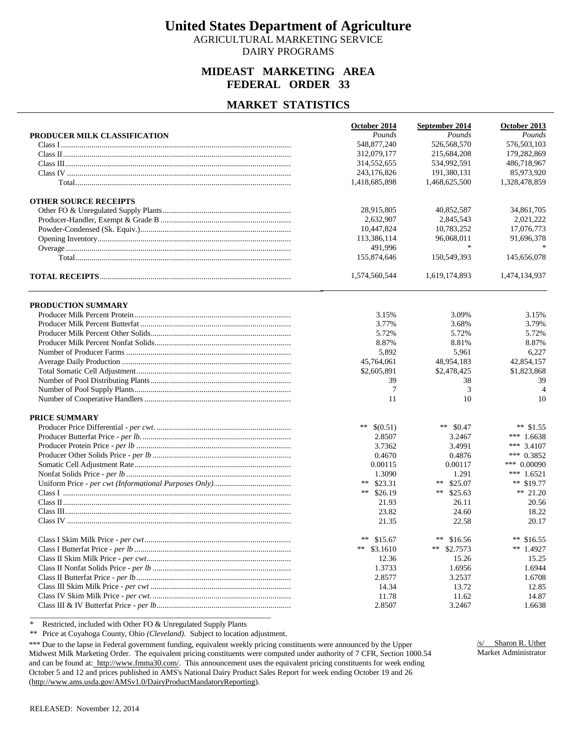# United States Department of Agriculture

AGRICULTURAL MARKETING SERVICE
DAIRY PROGRAMS

## MIDEAST MARKETING AREA
## FEDERAL ORDER 33

## MARKET STATISTICS

| | October 2014 | September 2014 | October 2013 |
|---|---|---|---|
| **PRODUCER MILK CLASSIFICATION** | *Pounds* | *Pounds* | *Pounds* |
| Class I | 548,877,240 | 526,568,570 | 576,503,103 |
| Class II | 312,079,177 | 215,684,208 | 179,282,869 |
| Class III | 314,552,655 | 534,992,591 | 486,718,967 |
| Class IV | 243,176,826 | 191,380,131 | 85,973,920 |
| Total | 1,418,685,898 | 1,468,625,500 | 1,328,478,859 |
| **OTHER SOURCE RECEIPTS** | | | |
| Other FO & Unregulated Supply Plants | 28,915,805 | 40,852,587 | 34,861,705 |
| Producer-Handler, Exempt & Grade B | 2,632,907 | 2,845,543 | 2,021,222 |
| Powder-Condensed (Sk. Equiv.) | 10,447,824 | 10,783,252 | 17,076,773 |
| Opening Inventory | 113,386,114 | 96,068,011 | 91,696,378 |
| Overage | 491,996 | * | * |
| Total | 155,874,646 | 150,549,393 | 145,656,078 |
| **TOTAL RECEIPTS** | 1,574,560,544 | 1,619,174,893 | 1,474,134,937 |

| | October 2014 | September 2014 | October 2013 |
|---|---|---|---|
| **PRODUCTION SUMMARY** | | | |
| Producer Milk Percent Protein | 3.15% | 3.09% | 3.15% |
| Producer Milk Percent Butterfat | 3.77% | 3.68% | 3.79% |
| Producer Milk Percent Other Solids | 5.72% | 5.72% | 5.72% |
| Producer Milk Percent Nonfat Solids | 8.87% | 8.81% | 8.87% |
| Number of Producer Farms | 5,892 | 5,961 | 6,227 |
| Average Daily Production | 45,764,061 | 48,954,183 | 42,854,157 |
| Total Somatic Cell Adjustment | $2,605,891 | $2,478,425 | $1,823,868 |
| Number of Pool Distributing Plants | 39 | 38 | 39 |
| Number of Pool Supply Plants | 7 | 3 | 4 |
| Number of Cooperative Handlers | 11 | 10 | 10 |
| **PRICE SUMMARY** | | | |
| Producer Price Differential - *per cwt.* | ** $(0.51) | ** $0.47 | ** $1.55 |
| Producer Butterfat Price - *per lb.* | 2.8507 | 3.2467 | *** 1.6638 |
| Producer Protein Price - *per lb* | 3.7362 | 3.4991 | *** 3.4107 |
| Producer Other Solids Price - *per lb* | 0.4670 | 0.4876 | *** 0.3852 |
| Somatic Cell Adjustment Rate | 0.00115 | 0.00117 | *** 0.00090 |
| Nonfat Solids Price - *per lb* | 1.3090 | 1.291 | *** 1.6521 |
| Uniform Price - *per cwt (Informational Purposes Only)* | ** $23.31 | ** $25.07 | ** $19.77 |
| Class I | ** $26.19 | ** $25.63 | ** 21.20 |
| Class II | 21.93 | 26.11 | 20.56 |
| Class III | 23.82 | 24.60 | 18.22 |
| Class IV | 21.35 | 22.58 | 20.17 |
| Class I Skim Milk Price - *per cwt* | ** $15.67 | ** $16.56 | ** $16.55 |
| Class I Butterfat Price - *per lb* | ** $3.1610 | ** $2.7573 | ** 1.4927 |
| Class II Skim Milk Price - *per cwt.* | 12.36 | 15.26 | 15.25 |
| Class II Nonfat Solids Price - *per lb* | 1.3733 | 1.6956 | 1.6944 |
| Class II Butterfat Price - *per lb* | 2.8577 | 3.2537 | 1.6708 |
| Class III Skim Milk Price - *per cwt* | 14.34 | 13.72 | 12.85 |
| Class IV Skim Milk Price - *per cwt.* | 11.78 | 11.62 | 14.87 |
| Class III & IV Butterfat Price - *per lb* | 2.8507 | 3.2467 | 1.6638 |

\* Restricted, included with Other FO & Unregulated Supply Plants

** Price at Cuyahoga County, Ohio *(Cleveland)*. Subject to location adjustment.

*** Due to the lapse in Federal government funding, equivalent weekly pricing constituents were announced by the Upper Midwest Milk Marketing Order. The equivalent pricing constituents were computed under authority of 7 CFR, Section 1000.54 and can be found at: http://www.fmma30.com/. This announcement uses the equivalent pricing constituents for week ending October 5 and 12 and prices published in AMS's National Dairy Product Sales Report for week ending October 19 and 26 (http://www.ams.usda.gov/AMSv1.0/DairyProductMandatoryReporting).

/s/ Sharon R. Uther
Market Administrator

RELEASED: November 12, 2014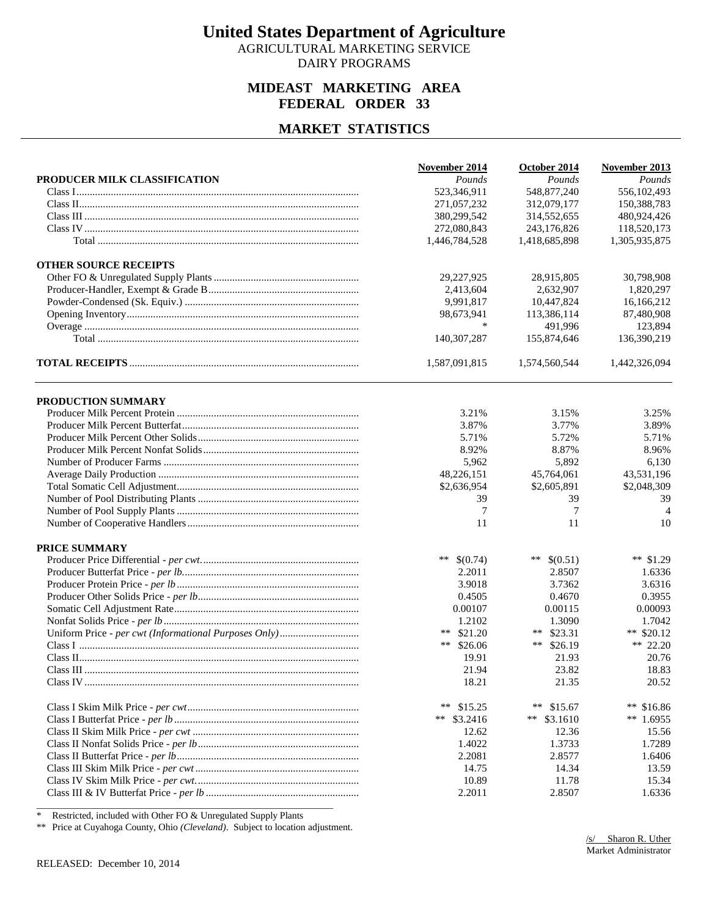# United States Department of Agriculture

AGRICULTURAL MARKETING SERVICE
DAIRY PROGRAMS

## MIDEAST MARKETING AREA
## FEDERAL ORDER 33

## MARKET STATISTICS

| | November 2014 | October 2014 | November 2013 |
|---|---|---|---|
| **PRODUCER MILK CLASSIFICATION** | *Pounds* | *Pounds* | *Pounds* |
| Class I | 523,346,911 | 548,877,240 | 556,102,493 |
| Class II | 271,057,232 | 312,079,177 | 150,388,783 |
| Class III | 380,299,542 | 314,552,655 | 480,924,426 |
| Class IV | 272,080,843 | 243,176,826 | 118,520,173 |
| Total | 1,446,784,528 | 1,418,685,898 | 1,305,935,875 |
| **OTHER SOURCE RECEIPTS** | | | |
| Other FO & Unregulated Supply Plants | 29,227,925 | 28,915,805 | 30,798,908 |
| Producer-Handler, Exempt & Grade B | 2,413,604 | 2,632,907 | 1,820,297 |
| Powder-Condensed (Sk. Equiv.) | 9,991,817 | 10,447,824 | 16,166,212 |
| Opening Inventory | 98,673,941 | 113,386,114 | 87,480,908 |
| Overage | * | 491,996 | 123,894 |
| Total | 140,307,287 | 155,874,646 | 136,390,219 |
| **TOTAL RECEIPTS** | 1,587,091,815 | 1,574,560,544 | 1,442,326,094 |

| | November 2014 | October 2014 | November 2013 |
|---|---|---|---|
| **PRODUCTION SUMMARY** | | | |
| Producer Milk Percent Protein | 3.21% | 3.15% | 3.25% |
| Producer Milk Percent Butterfat | 3.87% | 3.77% | 3.89% |
| Producer Milk Percent Other Solids | 5.71% | 5.72% | 5.71% |
| Producer Milk Percent Nonfat Solids | 8.92% | 8.87% | 8.96% |
| Number of Producer Farms | 5,962 | 5,892 | 6,130 |
| Average Daily Production | 48,226,151 | 45,764,061 | 43,531,196 |
| Total Somatic Cell Adjustment | $2,636,954 | $2,605,891 | $2,048,309 |
| Number of Pool Distributing Plants | 39 | 39 | 39 |
| Number of Pool Supply Plants | 7 | 7 | 4 |
| Number of Cooperative Handlers | 11 | 11 | 10 |
| **PRICE SUMMARY** | | | |
| Producer Price Differential - *per cwt.* | ** $(0.74) | ** $(0.51) | ** $1.29 |
| Producer Butterfat Price - *per lb.* | 2.2011 | 2.8507 | 1.6336 |
| Producer Protein Price - *per lb* | 3.9018 | 3.7362 | 3.6316 |
| Producer Other Solids Price - *per lb* | 0.4505 | 0.4670 | 0.3955 |
| Somatic Cell Adjustment Rate | 0.00107 | 0.00115 | 0.00093 |
| Nonfat Solids Price - *per lb* | 1.2102 | 1.3090 | 1.7042 |
| Uniform Price - *per cwt (Informational Purposes Only)* | ** $21.20 | ** $23.31 | ** $20.12 |
| Class I | ** $26.06 | ** $26.19 | ** 22.20 |
| Class II | 19.91 | 21.93 | 20.76 |
| Class III | 21.94 | 23.82 | 18.83 |
| Class IV | 18.21 | 21.35 | 20.52 |
| Class I Skim Milk Price - *per cwt* | ** $15.25 | ** $15.67 | ** $16.86 |
| Class I Butterfat Price - *per lb* | ** $3.2416 | ** $3.1610 | ** 1.6955 |
| Class II Skim Milk Price - *per cwt* | 12.62 | 12.36 | 15.56 |
| Class II Nonfat Solids Price - *per lb* | 1.4022 | 1.3733 | 1.7289 |
| Class II Butterfat Price - *per lb* | 2.2081 | 2.8577 | 1.6406 |
| Class III Skim Milk Price - *per cwt* | 14.75 | 14.34 | 13.59 |
| Class IV Skim Milk Price - *per cwt.* | 10.89 | 11.78 | 15.34 |
| Class III & IV Butterfat Price - *per lb* | 2.2011 | 2.8507 | 1.6336 |

\* Restricted, included with Other FO & Unregulated Supply Plants

** Price at Cuyahoga County, Ohio *(Cleveland)*. Subject to location adjustment.

/s/ Sharon R. Uther
Market Administrator

RELEASED: December 10, 2014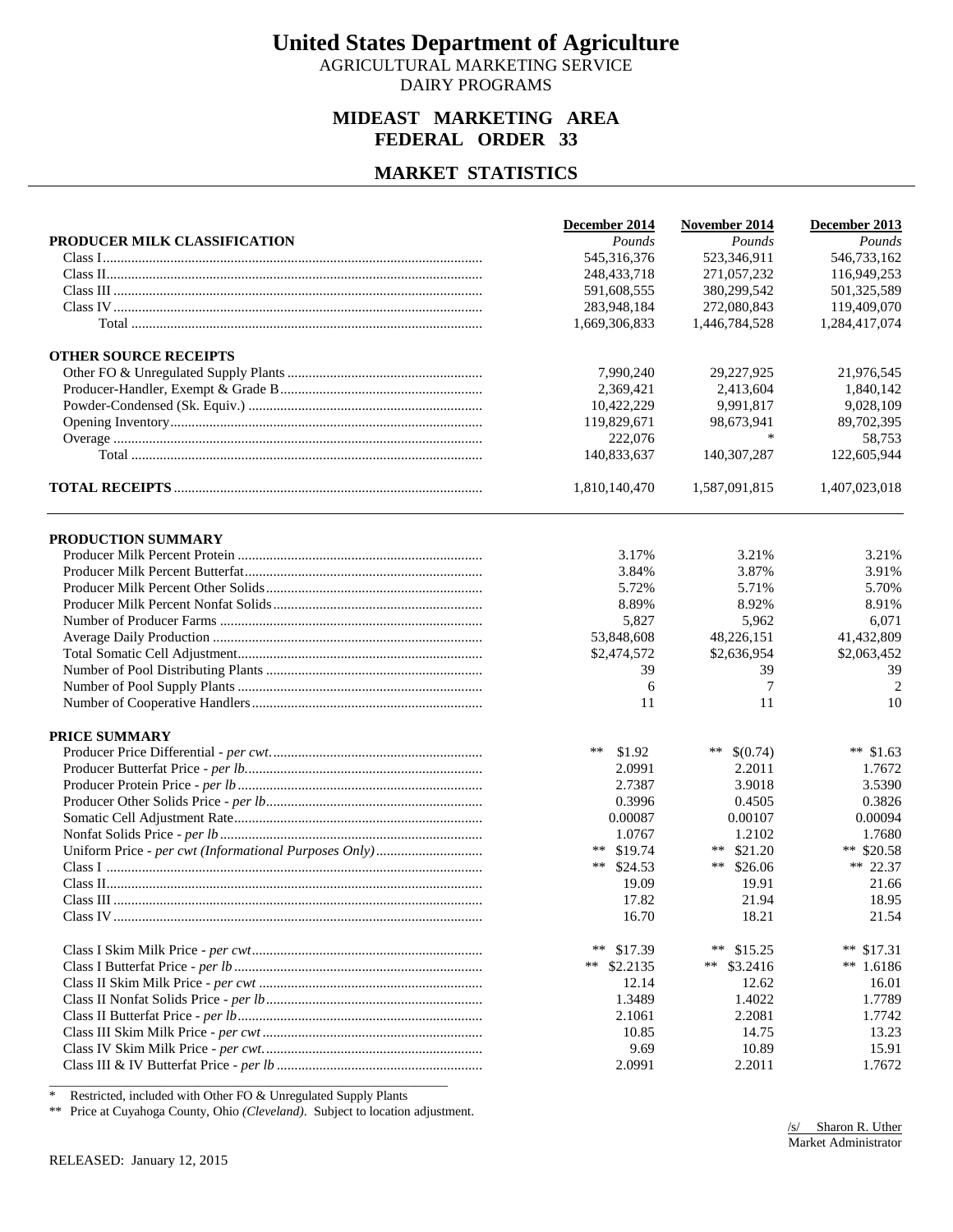# United States Department of Agriculture

AGRICULTURAL MARKETING SERVICE

DAIRY PROGRAMS

## MIDEAST MARKETING AREA
## FEDERAL ORDER 33

## MARKET STATISTICS

| | December 2014 | November 2014 | December 2013 |
|---|---|---|---|
| **PRODUCER MILK CLASSIFICATION** | *Pounds* | *Pounds* | *Pounds* |
| Class I | 545,316,376 | 523,346,911 | 546,733,162 |
| Class II | 248,433,718 | 271,057,232 | 116,949,253 |
| Class III | 591,608,555 | 380,299,542 | 501,325,589 |
| Class IV | 283,948,184 | 272,080,843 | 119,409,070 |
| Total | 1,669,306,833 | 1,446,784,528 | 1,284,417,074 |
| **OTHER SOURCE RECEIPTS** | | | |
| Other FO & Unregulated Supply Plants | 7,990,240 | 29,227,925 | 21,976,545 |
| Producer-Handler, Exempt & Grade B | 2,369,421 | 2,413,604 | 1,840,142 |
| Powder-Condensed (Sk. Equiv.) | 10,422,229 | 9,991,817 | 9,028,109 |
| Opening Inventory | 119,829,671 | 98,673,941 | 89,702,395 |
| Overage | 222,076 | * | 58,753 |
| Total | 140,833,637 | 140,307,287 | 122,605,944 |
| **TOTAL RECEIPTS** | 1,810,140,470 | 1,587,091,815 | 1,407,023,018 |

| | December 2014 | November 2014 | December 2013 |
|---|---|---|---|
| **PRODUCTION SUMMARY** | | | |
| Producer Milk Percent Protein | 3.17% | 3.21% | 3.21% |
| Producer Milk Percent Butterfat | 3.84% | 3.87% | 3.91% |
| Producer Milk Percent Other Solids | 5.72% | 5.71% | 5.70% |
| Producer Milk Percent Nonfat Solids | 8.89% | 8.92% | 8.91% |
| Number of Producer Farms | 5,827 | 5,962 | 6,071 |
| Average Daily Production | 53,848,608 | 48,226,151 | 41,432,809 |
| Total Somatic Cell Adjustment | $2,474,572 | $2,636,954 | $2,063,452 |
| Number of Pool Distributing Plants | 39 | 39 | 39 |
| Number of Pool Supply Plants | 6 | 7 | 2 |
| Number of Cooperative Handlers | 11 | 11 | 10 |
| **PRICE SUMMARY** | | | |
| Producer Price Differential - *per cwt.* | ** $1.92 | ** $(0.74) | ** $1.63 |
| Producer Butterfat Price - *per lb.* | 2.0991 | 2.2011 | 1.7672 |
| Producer Protein Price - *per lb* | 2.7387 | 3.9018 | 3.5390 |
| Producer Other Solids Price - *per lb* | 0.3996 | 0.4505 | 0.3826 |
| Somatic Cell Adjustment Rate | 0.00087 | 0.00107 | 0.00094 |
| Nonfat Solids Price - *per lb* | 1.0767 | 1.2102 | 1.7680 |
| Uniform Price - *per cwt (Informational Purposes Only)* | ** $19.74 | ** $21.20 | ** $20.58 |
| Class I | ** $24.53 | ** $26.06 | ** 22.37 |
| Class II | 19.09 | 19.91 | 21.66 |
| Class III | 17.82 | 21.94 | 18.95 |
| Class IV | 16.70 | 18.21 | 21.54 |
| Class I Skim Milk Price - *per cwt* | ** $17.39 | ** $15.25 | ** $17.31 |
| Class I Butterfat Price - *per lb* | ** $2.2135 | ** $3.2416 | ** 1.6186 |
| Class II Skim Milk Price - *per cwt* | 12.14 | 12.62 | 16.01 |
| Class II Nonfat Solids Price - *per lb* | 1.3489 | 1.4022 | 1.7789 |
| Class II Butterfat Price - *per lb* | 2.1061 | 2.2081 | 1.7742 |
| Class III Skim Milk Price - *per cwt* | 10.85 | 14.75 | 13.23 |
| Class IV Skim Milk Price - *per cwt.* | 9.69 | 10.89 | 15.91 |
| Class III & IV Butterfat Price - *per lb* | 2.0991 | 2.2011 | 1.7672 |

\* Restricted, included with Other FO & Unregulated Supply Plants

** Price at Cuyahoga County, Ohio *(Cleveland)*. Subject to location adjustment.

/s/ Sharon R. Uther
Market Administrator

RELEASED: January 12, 2015